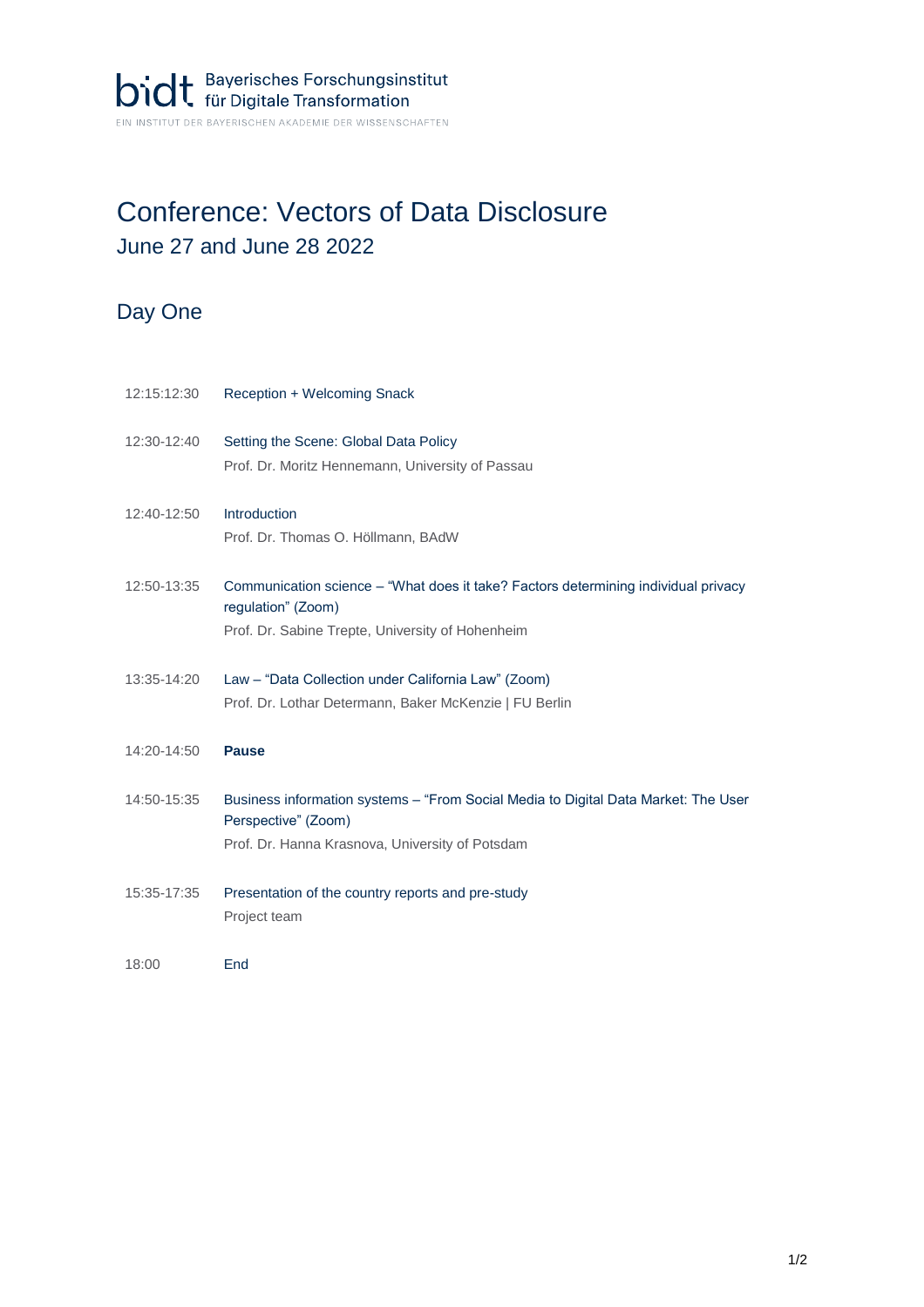bidt Bayerisches Forschungsinstitut für Digitale Transformation

EIN INSTITUT DER BAYERISCHEN AKADEMIE DER WISSENSCHAFTEN

# Conference: Vectors of Data Disclosure

June 27 and June 28 2022

## Day One

| | |
|---|---|
| 12:15:12:30 | Reception + Welcoming Snack |
| 12:30-12:40 | Setting the Scene: Global Data Policy<br>Prof. Dr. Moritz Hennemann, University of Passau |
| 12:40-12:50 | Introduction<br>Prof. Dr. Thomas O. Höllmann, BAdW |
| 12:50-13:35 | Communication science – "What does it take? Factors determining individual privacy regulation" (Zoom)<br>Prof. Dr. Sabine Trepte, University of Hohenheim |
| 13:35-14:20 | Law – "Data Collection under California Law" (Zoom)<br>Prof. Dr. Lothar Determann, Baker McKenzie \| FU Berlin |
| 14:20-14:50 | **Pause** |
| 14:50-15:35 | Business information systems – "From Social Media to Digital Data Market: The User Perspective" (Zoom)<br>Prof. Dr. Hanna Krasnova, University of Potsdam |
| 15:35-17:35 | Presentation of the country reports and pre-study<br>Project team |
| 18:00 | End |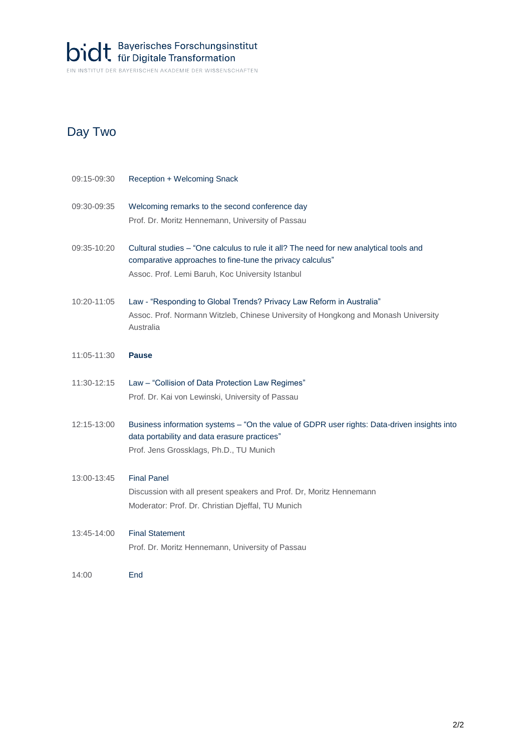bidt Bayerisches Forschungsinstitut für Digitale Transformation

EIN INSTITUT DER BAYERISCHEN AKADEMIE DER WISSENSCHAFTEN

## Day Two

| | |
|---|---|
| 09:15-09:30 | Reception + Welcoming Snack |
| 09:30-09:35 | Welcoming remarks to the second conference day<br>Prof. Dr. Moritz Hennemann, University of Passau |
| 09:35-10:20 | Cultural studies – "One calculus to rule it all? The need for new analytical tools and comparative approaches to fine-tune the privacy calculus"<br>Assoc. Prof. Lemi Baruh, Koc University Istanbul |
| 10:20-11:05 | Law - "Responding to Global Trends? Privacy Law Reform in Australia"<br>Assoc. Prof. Normann Witzleb, Chinese University of Hongkong and Monash University Australia |
| 11:05-11:30 | **Pause** |
| 11:30-12:15 | Law – "Collision of Data Protection Law Regimes"<br>Prof. Dr. Kai von Lewinski, University of Passau |
| 12:15-13:00 | Business information systems – "On the value of GDPR user rights: Data-driven insights into data portability and data erasure practices"<br>Prof. Jens Grossklags, Ph.D., TU Munich |
| 13:00-13:45 | Final Panel<br>Discussion with all present speakers and Prof. Dr, Moritz Hennemann<br>Moderator: Prof. Dr. Christian Djeffal, TU Munich |
| 13:45-14:00 | Final Statement<br>Prof. Dr. Moritz Hennemann, University of Passau |
| 14:00 | End |